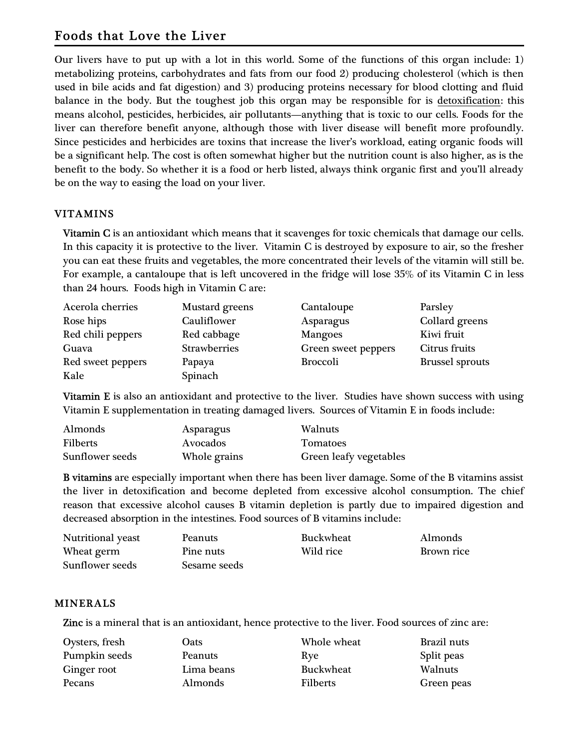# Foods that Love the Liver

Our livers have to put up with a lot in this world. Some of the functions of this organ include: 1) metabolizing proteins, carbohydrates and fats from our food 2) producing cholesterol (which is then used in bile acids and fat digestion) and 3) producing proteins necessary for blood clotting and fluid balance in the body. But the toughest job this organ may be responsible for is detoxification: this means alcohol, pesticides, herbicides, air pollutants—anything that is toxic to our cells. Foods for the liver can therefore benefit anyone, although those with liver disease will benefit more profoundly. Since pesticides and herbicides are toxins that increase the liver's workload, eating organic foods will be a significant help. The cost is often somewhat higher but the nutrition count is also higher, as is the benefit to the body. So whether it is a food or herb listed, always think organic first and you'll already be on the way to easing the load on your liver.

## VITAMINS

**Vitamin C** is an antioxidant which means that it scavenges for toxic chemicals that damage our cells. In this capacity it is protective to the liver. Vitamin C is destroyed by exposure to air, so the fresher you can eat these fruits and vegetables, the more concentrated their levels of the vitamin will still be. For example, a cantaloupe that is left uncovered in the fridge will lose 35% of its Vitamin C in less than 24 hours. Foods high in Vitamin C are:

| | | | |
|---|---|---|---|
| Acerola cherries | Mustard greens | Cantaloupe | Parsley |
| Rose hips | Cauliflower | Asparagus | Collard greens |
| Red chili peppers | Red cabbage | Mangoes | Kiwi fruit |
| Guava | Strawberries | Green sweet peppers | Citrus fruits |
| Red sweet peppers | Papaya | Broccoli | Brussel sprouts |
| Kale | Spinach | | |

**Vitamin E** is also an antioxidant and protective to the liver. Studies have shown success with using Vitamin E supplementation in treating damaged livers. Sources of Vitamin E in foods include:

| | | |
|---|---|---|
| Almonds | Asparagus | Walnuts |
| Filberts | Avocados | Tomatoes |
| Sunflower seeds | Whole grains | Green leafy vegetables |

**B vitamins** are especially important when there has been liver damage. Some of the B vitamins assist the liver in detoxification and become depleted from excessive alcohol consumption. The chief reason that excessive alcohol causes B vitamin depletion is partly due to impaired digestion and decreased absorption in the intestines. Food sources of B vitamins include:

| | | | |
|---|---|---|---|
| Nutritional yeast | Peanuts | Buckwheat | Almonds |
| Wheat germ | Pine nuts | Wild rice | Brown rice |
| Sunflower seeds | Sesame seeds | | |

## MINERALS

**Zinc** is a mineral that is an antioxidant, hence protective to the liver. Food sources of zinc are:

| | | | |
|---|---|---|---|
| Oysters, fresh | Oats | Whole wheat | Brazil nuts |
| Pumpkin seeds | Peanuts | Rye | Split peas |
| Ginger root | Lima beans | Buckwheat | Walnuts |
| Pecans | Almonds | Filberts | Green peas |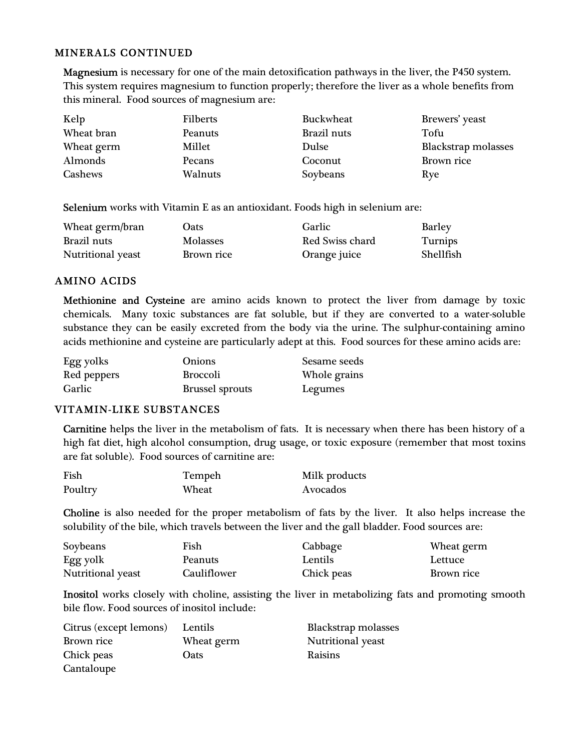## MINERALS CONTINUED

**Magnesium** is necessary for one of the main detoxification pathways in the liver, the P450 system. This system requires magnesium to function properly; therefore the liver as a whole benefits from this mineral. Food sources of magnesium are:

| | | | |
|---|---|---|---|
| Kelp | Filberts | Buckwheat | Brewers' yeast |
| Wheat bran | Peanuts | Brazil nuts | Tofu |
| Wheat germ | Millet | Dulse | Blackstrap molasses |
| Almonds | Pecans | Coconut | Brown rice |
| Cashews | Walnuts | Soybeans | Rye |

**Selenium** works with Vitamin E as an antioxidant. Foods high in selenium are:

| | | | |
|---|---|---|---|
| Wheat germ/bran | Oats | Garlic | Barley |
| Brazil nuts | Molasses | Red Swiss chard | Turnips |
| Nutritional yeast | Brown rice | Orange juice | Shellfish |

## AMINO ACIDS

**Methionine and Cysteine** are amino acids known to protect the liver from damage by toxic chemicals. Many toxic substances are fat soluble, but if they are converted to a water-soluble substance they can be easily excreted from the body via the urine. The sulphur-containing amino acids methionine and cysteine are particularly adept at this. Food sources for these amino acids are:

| | | |
|---|---|---|
| Egg yolks | Onions | Sesame seeds |
| Red peppers | Broccoli | Whole grains |
| Garlic | Brussel sprouts | Legumes |

## VITAMIN-LIKE SUBSTANCES

**Carnitine** helps the liver in the metabolism of fats. It is necessary when there has been history of a high fat diet, high alcohol consumption, drug usage, or toxic exposure (remember that most toxins are fat soluble). Food sources of carnitine are:

| | | |
|---|---|---|
| Fish | Tempeh | Milk products |
| Poultry | Wheat | Avocados |

**Choline** is also needed for the proper metabolism of fats by the liver. It also helps increase the solubility of the bile, which travels between the liver and the gall bladder. Food sources are:

| | | | |
|---|---|---|---|
| Soybeans | Fish | Cabbage | Wheat germ |
| Egg yolk | Peanuts | Lentils | Lettuce |
| Nutritional yeast | Cauliflower | Chick peas | Brown rice |

**Inositol** works closely with choline, assisting the liver in metabolizing fats and promoting smooth bile flow. Food sources of inositol include:

| | | |
|---|---|---|
| Citrus (except lemons) | Lentils | Blackstrap molasses |
| Brown rice | Wheat germ | Nutritional yeast |
| Chick peas | Oats | Raisins |
| Cantaloupe | | |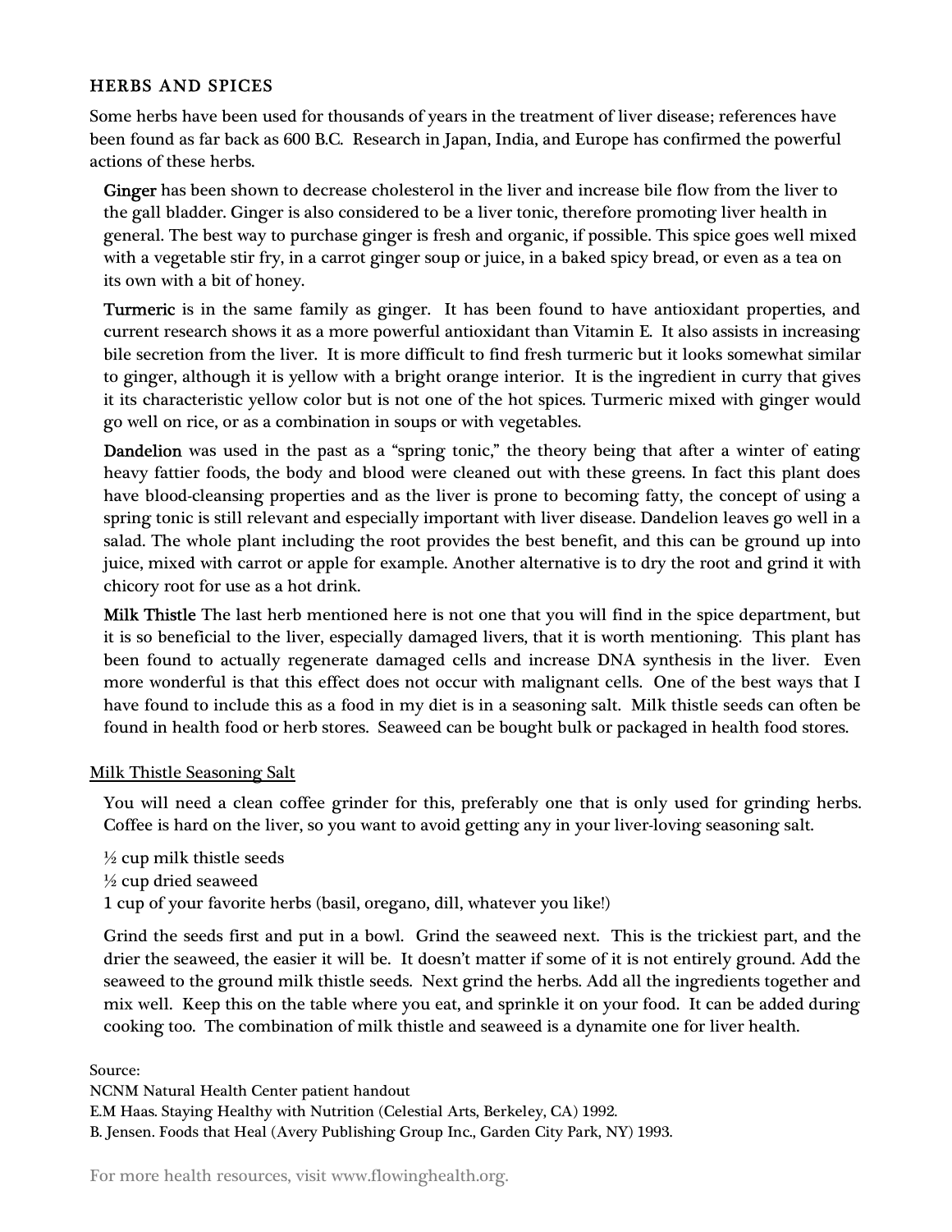## HERBS AND SPICES

Some herbs have been used for thousands of years in the treatment of liver disease; references have been found as far back as 600 B.C. Research in Japan, India, and Europe has confirmed the powerful actions of these herbs.

**Ginger** has been shown to decrease cholesterol in the liver and increase bile flow from the liver to the gall bladder. Ginger is also considered to be a liver tonic, therefore promoting liver health in general. The best way to purchase ginger is fresh and organic, if possible. This spice goes well mixed with a vegetable stir fry, in a carrot ginger soup or juice, in a baked spicy bread, or even as a tea on its own with a bit of honey.

**Turmeric** is in the same family as ginger. It has been found to have antioxidant properties, and current research shows it as a more powerful antioxidant than Vitamin E. It also assists in increasing bile secretion from the liver. It is more difficult to find fresh turmeric but it looks somewhat similar to ginger, although it is yellow with a bright orange interior. It is the ingredient in curry that gives it its characteristic yellow color but is not one of the hot spices. Turmeric mixed with ginger would go well on rice, or as a combination in soups or with vegetables.

**Dandelion** was used in the past as a "spring tonic," the theory being that after a winter of eating heavy fattier foods, the body and blood were cleaned out with these greens. In fact this plant does have blood-cleansing properties and as the liver is prone to becoming fatty, the concept of using a spring tonic is still relevant and especially important with liver disease. Dandelion leaves go well in a salad. The whole plant including the root provides the best benefit, and this can be ground up into juice, mixed with carrot or apple for example. Another alternative is to dry the root and grind it with chicory root for use as a hot drink.

**Milk Thistle** The last herb mentioned here is not one that you will find in the spice department, but it is so beneficial to the liver, especially damaged livers, that it is worth mentioning. This plant has been found to actually regenerate damaged cells and increase DNA synthesis in the liver. Even more wonderful is that this effect does not occur with malignant cells. One of the best ways that I have found to include this as a food in my diet is in a seasoning salt. Milk thistle seeds can often be found in health food or herb stores. Seaweed can be bought bulk or packaged in health food stores.

### Milk Thistle Seasoning Salt

You will need a clean coffee grinder for this, preferably one that is only used for grinding herbs. Coffee is hard on the liver, so you want to avoid getting any in your liver-loving seasoning salt.

½ cup milk thistle seeds
½ cup dried seaweed
1 cup of your favorite herbs (basil, oregano, dill, whatever you like!)

Grind the seeds first and put in a bowl. Grind the seaweed next. This is the trickiest part, and the drier the seaweed, the easier it will be. It doesn't matter if some of it is not entirely ground. Add the seaweed to the ground milk thistle seeds. Next grind the herbs. Add all the ingredients together and mix well. Keep this on the table where you eat, and sprinkle it on your food. It can be added during cooking too. The combination of milk thistle and seaweed is a dynamite one for liver health.

Source:
NCNM Natural Health Center patient handout
E.M Haas. Staying Healthy with Nutrition (Celestial Arts, Berkeley, CA) 1992.
B. Jensen. Foods that Heal (Avery Publishing Group Inc., Garden City Park, NY) 1993.

For more health resources, visit www.flowinghealth.org.